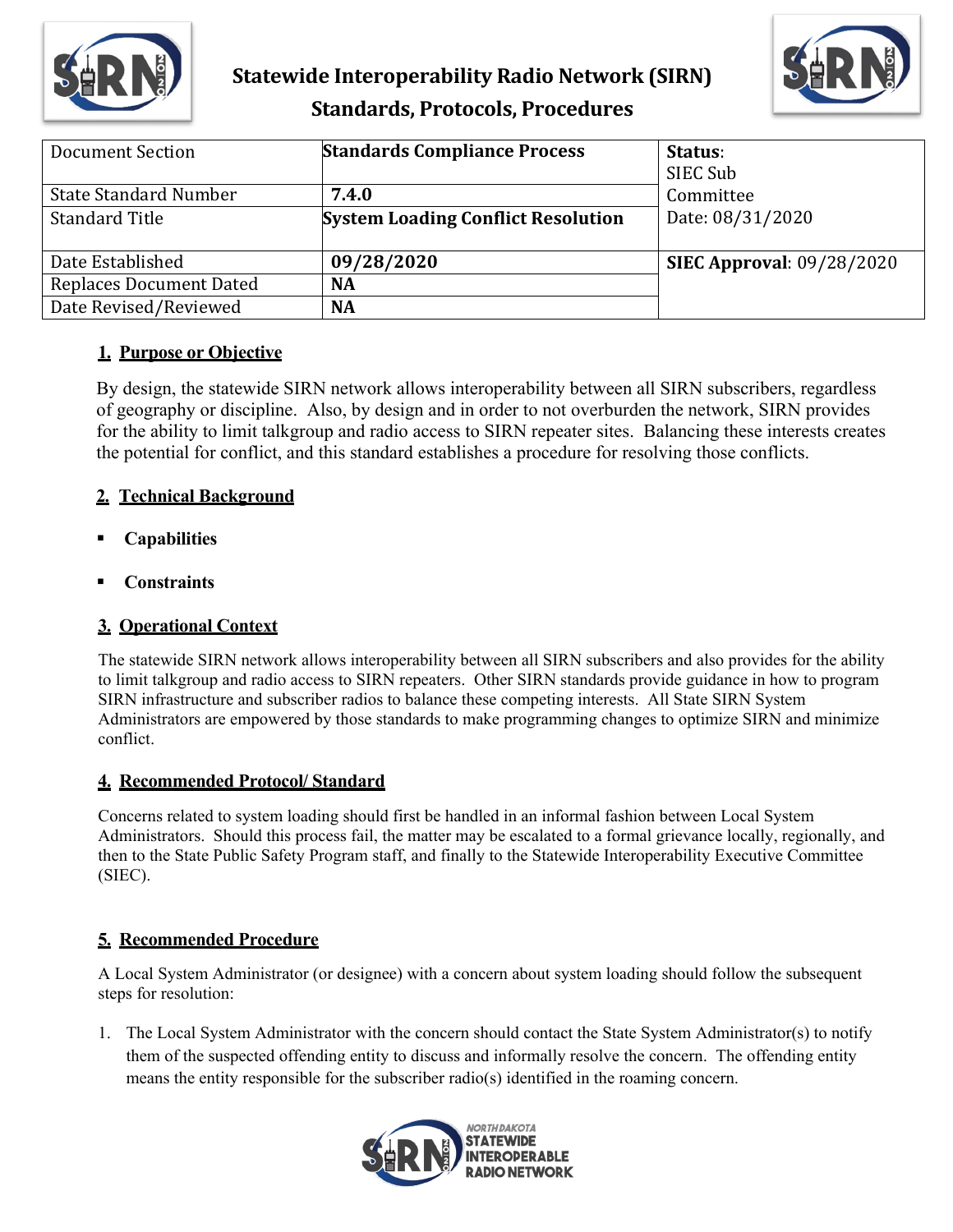# Statewide Interoperability Radio Network (SIRN)
## Standards, Protocols, Procedures

| Document Section | **Standards Compliance Process** | **Status**: SIEC Sub Committee Date: 08/31/2020 |
|---|---|---|
| State Standard Number | **7.4.0** | |
| Standard Title | **System Loading Conflict Resolution** | |
| Date Established | **09/28/2020** | **SIEC Approval**: 09/28/2020 |
| Replaces Document Dated | **NA** | |
| Date Revised/Reviewed | **NA** | |

### 1. Purpose or Objective

By design, the statewide SIRN network allows interoperability between all SIRN subscribers, regardless of geography or discipline. Also, by design and in order to not overburden the network, SIRN provides for the ability to limit talkgroup and radio access to SIRN repeater sites. Balancing these interests creates the potential for conflict, and this standard establishes a procedure for resolving those conflicts.

### 2. Technical Background

- **Capabilities**
- **Constraints**

### 3. Operational Context

The statewide SIRN network allows interoperability between all SIRN subscribers and also provides for the ability to limit talkgroup and radio access to SIRN repeaters. Other SIRN standards provide guidance in how to program SIRN infrastructure and subscriber radios to balance these competing interests. All State SIRN System Administrators are empowered by those standards to make programming changes to optimize SIRN and minimize conflict.

### 4. Recommended Protocol/ Standard

Concerns related to system loading should first be handled in an informal fashion between Local System Administrators. Should this process fail, the matter may be escalated to a formal grievance locally, regionally, and then to the State Public Safety Program staff, and finally to the Statewide Interoperability Executive Committee (SIEC).

### 5. Recommended Procedure

A Local System Administrator (or designee) with a concern about system loading should follow the subsequent steps for resolution:

1. The Local System Administrator with the concern should contact the State System Administrator(s) to notify them of the suspected offending entity to discuss and informally resolve the concern. The offending entity means the entity responsible for the subscriber radio(s) identified in the roaming concern.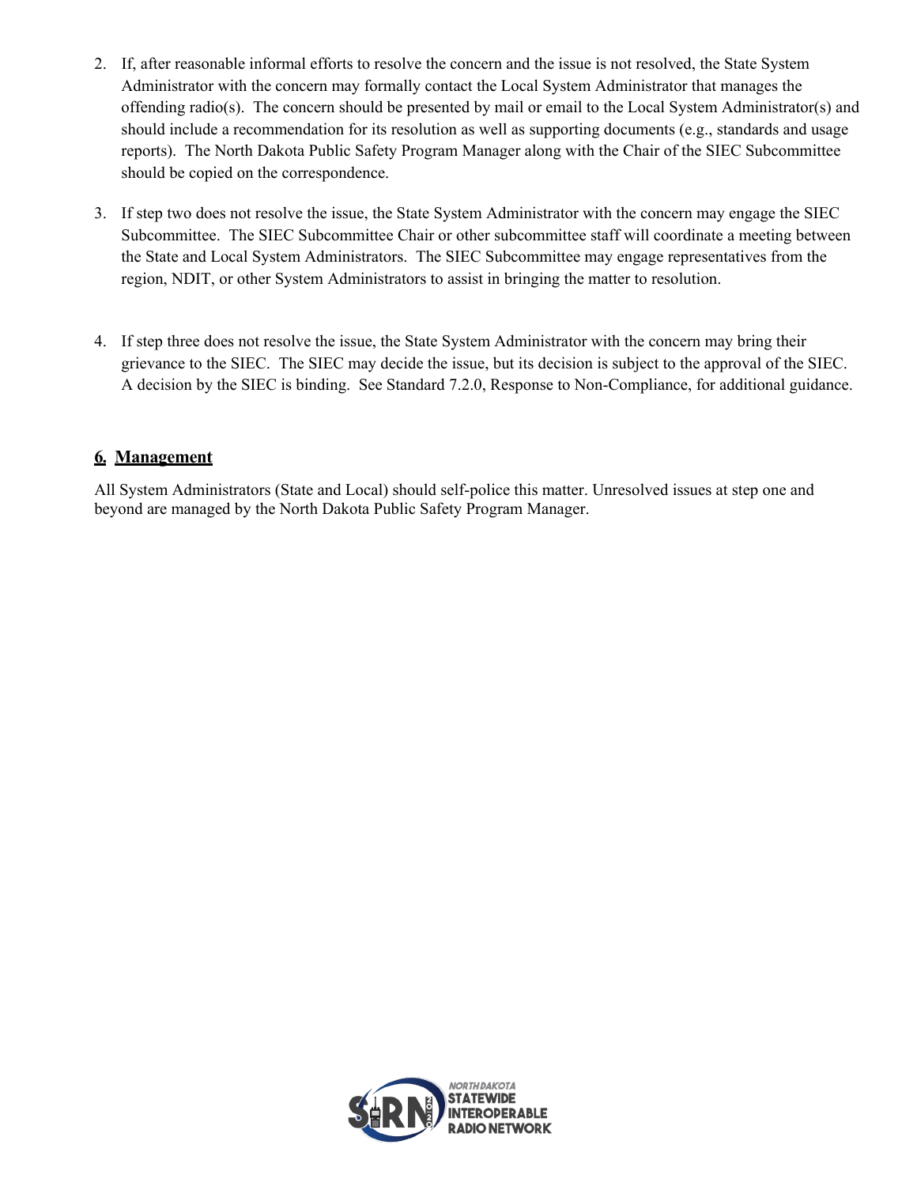2. If, after reasonable informal efforts to resolve the concern and the issue is not resolved, the State System Administrator with the concern may formally contact the Local System Administrator that manages the offending radio(s). The concern should be presented by mail or email to the Local System Administrator(s) and should include a recommendation for its resolution as well as supporting documents (e.g., standards and usage reports). The North Dakota Public Safety Program Manager along with the Chair of the SIEC Subcommittee should be copied on the correspondence.

3. If step two does not resolve the issue, the State System Administrator with the concern may engage the SIEC Subcommittee. The SIEC Subcommittee Chair or other subcommittee staff will coordinate a meeting between the State and Local System Administrators. The SIEC Subcommittee may engage representatives from the region, NDIT, or other System Administrators to assist in bringing the matter to resolution.

4. If step three does not resolve the issue, the State System Administrator with the concern may bring their grievance to the SIEC. The SIEC may decide the issue, but its decision is subject to the approval of the SIEC. A decision by the SIEC is binding. See Standard 7.2.0, Response to Non-Compliance, for additional guidance.

## 6. Management

All System Administrators (State and Local) should self-police this matter. Unresolved issues at step one and beyond are managed by the North Dakota Public Safety Program Manager.